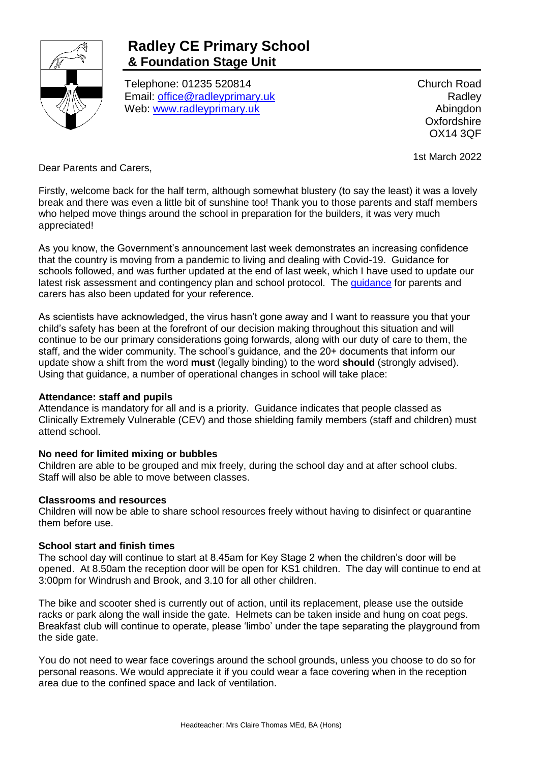# Radley CE Primary School
## & Foundation Stage Unit

Telephone: 01235 520814
Email: office@radleyprimary.uk
Web: www.radleyprimary.uk

Church Road
Radley
Abingdon
Oxfordshire
OX14 3QF

1st March 2022

Dear Parents and Carers,

Firstly, welcome back for the half term, although somewhat blustery (to say the least) it was a lovely break and there was even a little bit of sunshine too! Thank you to those parents and staff members who helped move things around the school in preparation for the builders, it was very much appreciated!

As you know, the Government's announcement last week demonstrates an increasing confidence that the country is moving from a pandemic to living and dealing with Covid-19. Guidance for schools followed, and was further updated at the end of last week, which I have used to update our latest risk assessment and contingency plan and school protocol. The guidance for parents and carers has also been updated for your reference.

As scientists have acknowledged, the virus hasn't gone away and I want to reassure you that your child's safety has been at the forefront of our decision making throughout this situation and will continue to be our primary considerations going forwards, along with our duty of care to them, the staff, and the wider community. The school's guidance, and the 20+ documents that inform our update show a shift from the word **must** (legally binding) to the word **should** (strongly advised). Using that guidance, a number of operational changes in school will take place:

**Attendance: staff and pupils**
Attendance is mandatory for all and is a priority. Guidance indicates that people classed as Clinically Extremely Vulnerable (CEV) and those shielding family members (staff and children) must attend school.

**No need for limited mixing or bubbles**
Children are able to be grouped and mix freely, during the school day and at after school clubs. Staff will also be able to move between classes.

**Classrooms and resources**
Children will now be able to share school resources freely without having to disinfect or quarantine them before use.

**School start and finish times**
The school day will continue to start at 8.45am for Key Stage 2 when the children's door will be opened. At 8.50am the reception door will be open for KS1 children. The day will continue to end at 3:00pm for Windrush and Brook, and 3.10 for all other children.

The bike and scooter shed is currently out of action, until its replacement, please use the outside racks or park along the wall inside the gate. Helmets can be taken inside and hung on coat pegs. Breakfast club will continue to operate, please 'limbo' under the tape separating the playground from the side gate.

You do not need to wear face coverings around the school grounds, unless you choose to do so for personal reasons. We would appreciate it if you could wear a face covering when in the reception area due to the confined space and lack of ventilation.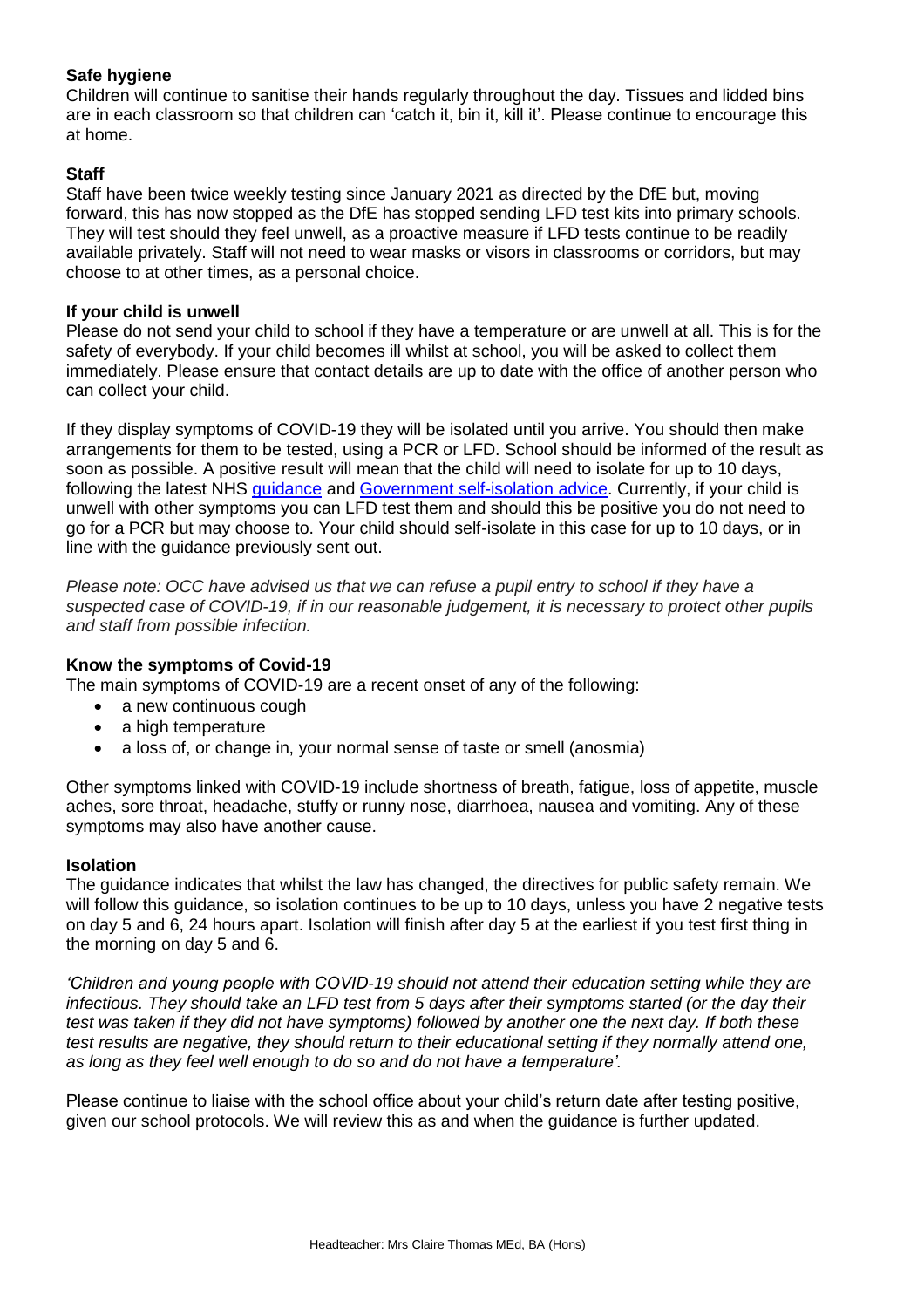**Safe hygiene**

Children will continue to sanitise their hands regularly throughout the day. Tissues and lidded bins are in each classroom so that children can 'catch it, bin it, kill it'. Please continue to encourage this at home.

**Staff**

Staff have been twice weekly testing since January 2021 as directed by the DfE but, moving forward, this has now stopped as the DfE has stopped sending LFD test kits into primary schools. They will test should they feel unwell, as a proactive measure if LFD tests continue to be readily available privately. Staff will not need to wear masks or visors in classrooms or corridors, but may choose to at other times, as a personal choice.

**If your child is unwell**

Please do not send your child to school if they have a temperature or are unwell at all. This is for the safety of everybody. If your child becomes ill whilst at school, you will be asked to collect them immediately. Please ensure that contact details are up to date with the office of another person who can collect your child.

If they display symptoms of COVID-19 they will be isolated until you arrive. You should then make arrangements for them to be tested, using a PCR or LFD. School should be informed of the result as soon as possible. A positive result will mean that the child will need to isolate for up to 10 days, following the latest NHS guidance and Government self-isolation advice. Currently, if your child is unwell with other symptoms you can LFD test them and should this be positive you do not need to go for a PCR but may choose to. Your child should self-isolate in this case for up to 10 days, or in line with the guidance previously sent out.

*Please note: OCC have advised us that we can refuse a pupil entry to school if they have a suspected case of COVID-19, if in our reasonable judgement, it is necessary to protect other pupils and staff from possible infection.*

**Know the symptoms of Covid-19**

The main symptoms of COVID-19 are a recent onset of any of the following:

- a new continuous cough
- a high temperature
- a loss of, or change in, your normal sense of taste or smell (anosmia)

Other symptoms linked with COVID-19 include shortness of breath, fatigue, loss of appetite, muscle aches, sore throat, headache, stuffy or runny nose, diarrhoea, nausea and vomiting. Any of these symptoms may also have another cause.

**Isolation**

The guidance indicates that whilst the law has changed, the directives for public safety remain. We will follow this guidance, so isolation continues to be up to 10 days, unless you have 2 negative tests on day 5 and 6, 24 hours apart. Isolation will finish after day 5 at the earliest if you test first thing in the morning on day 5 and 6.

*'Children and young people with COVID-19 should not attend their education setting while they are infectious. They should take an LFD test from 5 days after their symptoms started (or the day their test was taken if they did not have symptoms) followed by another one the next day. If both these test results are negative, they should return to their educational setting if they normally attend one, as long as they feel well enough to do so and do not have a temperature'.*

Please continue to liaise with the school office about your child's return date after testing positive, given our school protocols. We will review this as and when the guidance is further updated.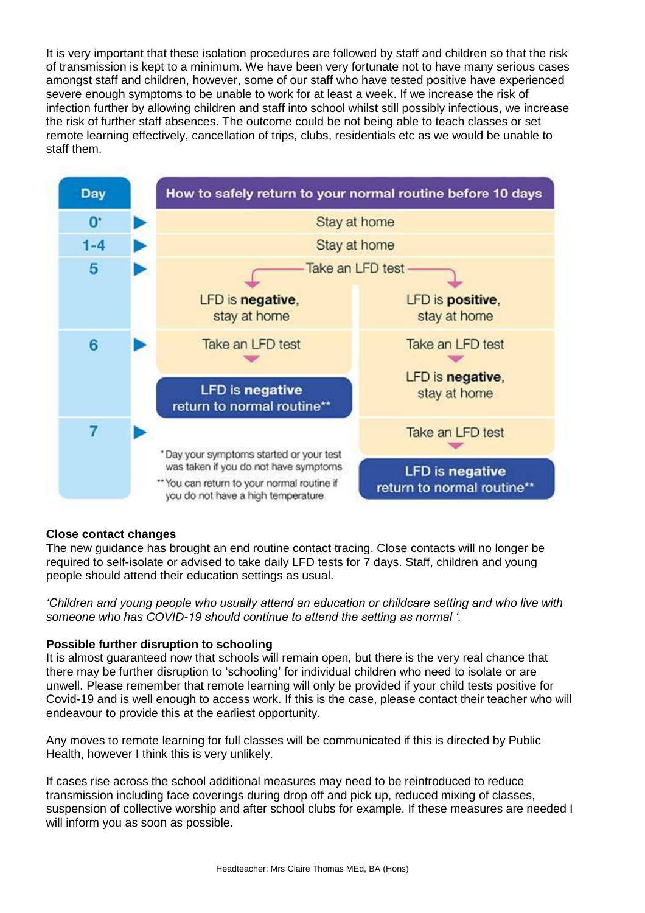It is very important that these isolation procedures are followed by staff and children so that the risk of transmission is kept to a minimum. We have been very fortunate not to have many serious cases amongst staff and children, however, some of our staff who have tested positive have experienced severe enough symptoms to be unable to work for at least a week. If we increase the risk of infection further by allowing children and staff into school whilst still possibly infectious, we increase the risk of further staff absences. The outcome could be not being able to teach classes or set remote learning effectively, cancellation of trips, clubs, residentials etc as we would be unable to staff them.

| Day | How to safely return to your normal routine before 10 days | |
|---|---|---|
| 0* | Stay at home | |
| 1-4 | Stay at home | |
| 5 | Take an LFD test | |
| | LFD is **negative**, stay at home | LFD is **positive**, stay at home |
| 6 | Take an LFD test → **LFD is negative return to normal routine**** | Take an LFD test → LFD is **negative**, stay at home |
| 7 | | Take an LFD test → **LFD is negative return to normal routine**** |

*Day your symptoms started or your test was taken if you do not have symptoms

**You can return to your normal routine if you do not have a high temperature

**Close contact changes**

The new guidance has brought an end routine contact tracing. Close contacts will no longer be required to self-isolate or advised to take daily LFD tests for 7 days. Staff, children and young people should attend their education settings as usual.

*'Children and young people who usually attend an education or childcare setting and who live with someone who has COVID-19 should continue to attend the setting as normal '.*

**Possible further disruption to schooling**

It is almost guaranteed now that schools will remain open, but there is the very real chance that there may be further disruption to 'schooling' for individual children who need to isolate or are unwell. Please remember that remote learning will only be provided if your child tests positive for Covid-19 and is well enough to access work. If this is the case, please contact their teacher who will endeavour to provide this at the earliest opportunity.

Any moves to remote learning for full classes will be communicated if this is directed by Public Health, however I think this is very unlikely.

If cases rise across the school additional measures may need to be reintroduced to reduce transmission including face coverings during drop off and pick up, reduced mixing of classes, suspension of collective worship and after school clubs for example. If these measures are needed I will inform you as soon as possible.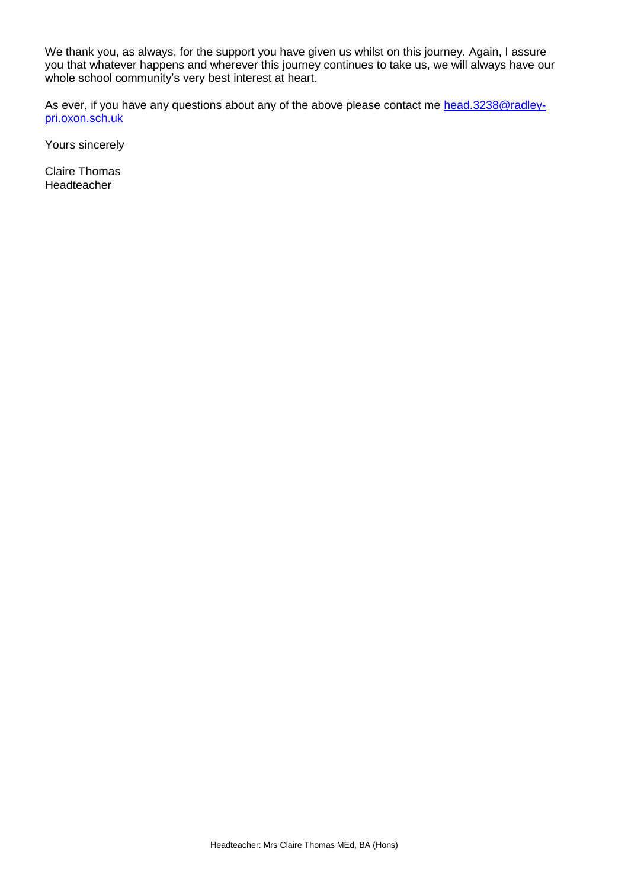We thank you, as always, for the support you have given us whilst on this journey. Again, I assure you that whatever happens and wherever this journey continues to take us, we will always have our whole school community's very best interest at heart.

As ever, if you have any questions about any of the above please contact me [head.3238@radley-pri.oxon.sch.uk](mailto:head.3238@radley-pri.oxon.sch.uk)

Yours sincerely

Claire Thomas
Headteacher